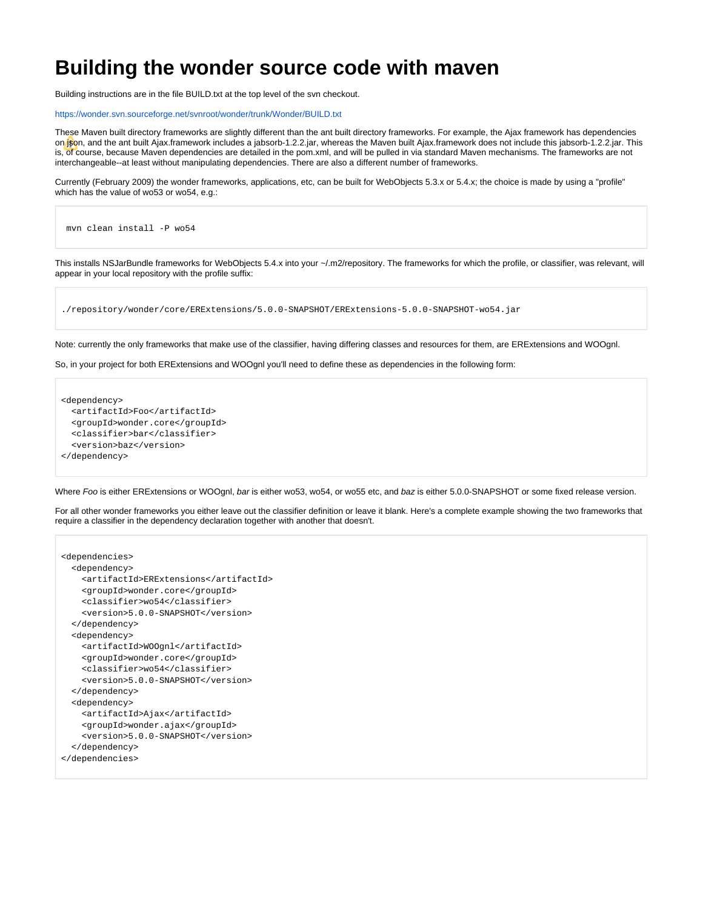# Building the wonder source code with maven

Building instructions are in the file BUILD.txt at the top level of the svn checkout.

https://wonder.svn.sourceforge.net/svnroot/wonder/trunk/Wonder/BUILD.txt

These Maven built directory frameworks are slightly different than the ant built directory frameworks. For example, the Ajax framework has dependencies on json, and the ant built Ajax.framework includes a jabsorb-1.2.2.jar, whereas the Maven built Ajax.framework does not include this jabsorb-1.2.2.jar. This is, of course, because Maven dependencies are detailed in the pom.xml, and will be pulled in via standard Maven mechanisms. The frameworks are not interchangeable--at least without manipulating dependencies. There are also a different number of frameworks.

Currently (February 2009) the wonder frameworks, applications, etc, can be built for WebObjects 5.3.x or 5.4.x; the choice is made by using a "profile" which has the value of wo53 or wo54, e.g.:

```
mvn clean install -P wo54
```

This installs NSJarBundle frameworks for WebObjects 5.4.x into your ~/.m2/repository. The frameworks for which the profile, or classifier, was relevant, will appear in your local repository with the profile suffix:

```
./repository/wonder/core/ERExtensions/5.0.0-SNAPSHOT/ERExtensions-5.0.0-SNAPSHOT-wo54.jar
```

Note: currently the only frameworks that make use of the classifier, having differing classes and resources for them, are ERExtensions and WOOgnl.

So, in your project for both ERExtensions and WOOgnl you'll need to define these as dependencies in the following form:

```
<dependency>
  <artifactId>Foo</artifactId>
  <groupId>wonder.core</groupId>
  <classifier>bar</classifier>
  <version>baz</version>
</dependency>
```

Where *Foo* is either ERExtensions or WOOgnl, *bar* is either wo53, wo54, or wo55 etc, and *baz* is either 5.0.0-SNAPSHOT or some fixed release version.

For all other wonder frameworks you either leave out the classifier definition or leave it blank. Here's a complete example showing the two frameworks that require a classifier in the dependency declaration together with another that doesn't.

```
<dependencies>
  <dependency>
    <artifactId>ERExtensions</artifactId>
    <groupId>wonder.core</groupId>
    <classifier>wo54</classifier>
    <version>5.0.0-SNAPSHOT</version>
  </dependency>
  <dependency>
    <artifactId>WOOgnl</artifactId>
    <groupId>wonder.core</groupId>
    <classifier>wo54</classifier>
    <version>5.0.0-SNAPSHOT</version>
  </dependency>
  <dependency>
    <artifactId>Ajax</artifactId>
    <groupId>wonder.ajax</groupId>
    <version>5.0.0-SNAPSHOT</version>
  </dependency>
</dependencies>
```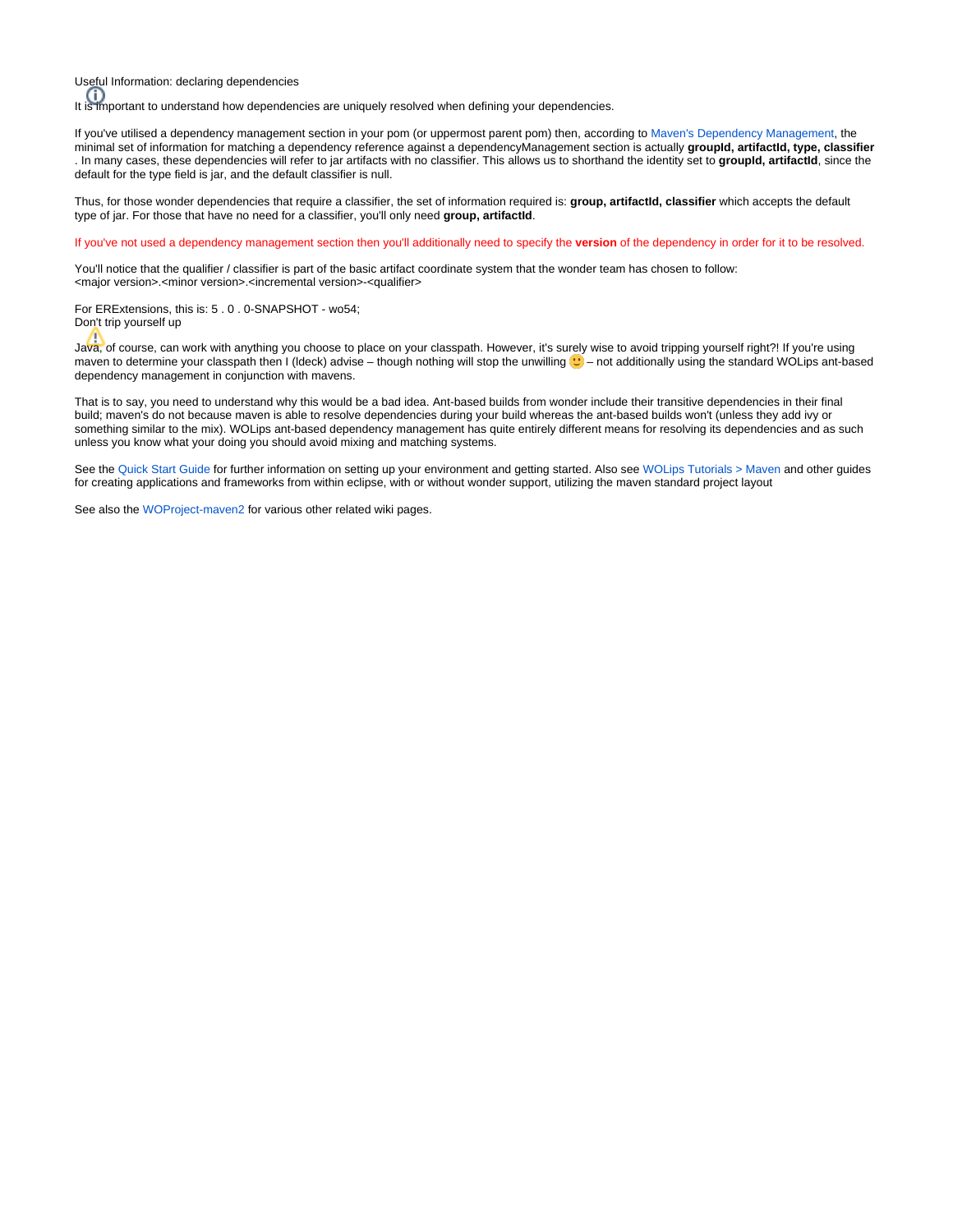Useful Information: declaring dependencies

It is important to understand how dependencies are uniquely resolved when defining your dependencies.

If you've utilised a dependency management section in your pom (or uppermost parent pom) then, according to Maven's Dependency Management, the minimal set of information for matching a dependency reference against a dependencyManagement section is actually **groupId, artifactId, type, classifier**. In many cases, these dependencies will refer to jar artifacts with no classifier. This allows us to shorthand the identity set to **groupId, artifactId**, since the default for the type field is jar, and the default classifier is null.

Thus, for those wonder dependencies that require a classifier, the set of information required is: **group, artifactId, classifier** which accepts the default type of jar. For those that have no need for a classifier, you'll only need **group, artifactId**.

If you've not used a dependency management section then you'll additionally need to specify the **version** of the dependency in order for it to be resolved.

You'll notice that the qualifier / classifier is part of the basic artifact coordinate system that the wonder team has chosen to follow:
<major version>.<minor version>.<incremental version>-<qualifier>

For ERExtensions, this is: 5 . 0 . 0-SNAPSHOT - wo54;

Don't trip yourself up

Java, of course, can work with anything you choose to place on your classpath. However, it's surely wise to avoid tripping yourself right?! If you're using maven to determine your classpath then I (ldeck) advise – though nothing will stop the unwilling 🙂 – not additionally using the standard WOLips ant-based dependency management in conjunction with mavens.

That is to say, you need to understand why this would be a bad idea. Ant-based builds from wonder include their transitive dependencies in their final build; maven's do not because maven is able to resolve dependencies during your build whereas the ant-based builds won't (unless they add ivy or something similar to the mix). WOLips ant-based dependency management has quite entirely different means for resolving its dependencies and as such unless you know what your doing you should avoid mixing and matching systems.

See the Quick Start Guide for further information on setting up your environment and getting started. Also see WOLips Tutorials > Maven and other guides for creating applications and frameworks from within eclipse, with or without wonder support, utilizing the maven standard project layout

See also the WOProject-maven2 for various other related wiki pages.